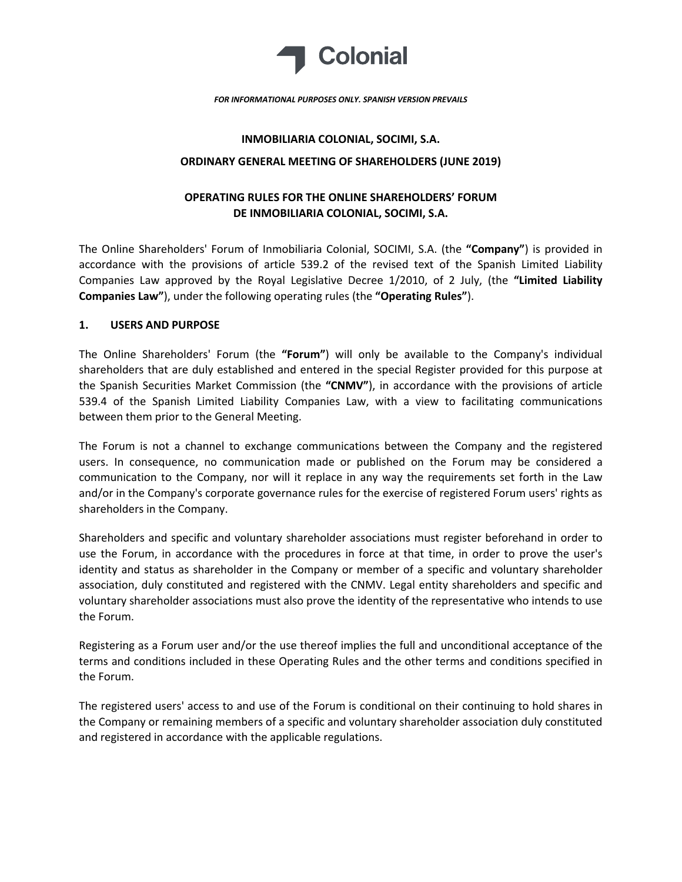Colonial

*FOR INFORMATIONAL PURPOSES ONLY. SPANISH VERSION PREVAILS*

**INMOBILIARIA COLONIAL, SOCIMI, S.A.**

**ORDINARY GENERAL MEETING OF SHAREHOLDERS (JUNE 2019)**

# OPERATING RULES FOR THE ONLINE SHAREHOLDERS' FORUM DE INMOBILIARIA COLONIAL, SOCIMI, S.A.

The Online Shareholders' Forum of Inmobiliaria Colonial, SOCIMI, S.A. (the **"Company"**) is provided in accordance with the provisions of article 539.2 of the revised text of the Spanish Limited Liability Companies Law approved by the Royal Legislative Decree 1/2010, of 2 July, (the **"Limited Liability Companies Law"**), under the following operating rules (the **"Operating Rules"**).

## 1. USERS AND PURPOSE

The Online Shareholders' Forum (the **"Forum"**) will only be available to the Company's individual shareholders that are duly established and entered in the special Register provided for this purpose at the Spanish Securities Market Commission (the **"CNMV"**), in accordance with the provisions of article 539.4 of the Spanish Limited Liability Companies Law, with a view to facilitating communications between them prior to the General Meeting.

The Forum is not a channel to exchange communications between the Company and the registered users. In consequence, no communication made or published on the Forum may be considered a communication to the Company, nor will it replace in any way the requirements set forth in the Law and/or in the Company's corporate governance rules for the exercise of registered Forum users' rights as shareholders in the Company.

Shareholders and specific and voluntary shareholder associations must register beforehand in order to use the Forum, in accordance with the procedures in force at that time, in order to prove the user's identity and status as shareholder in the Company or member of a specific and voluntary shareholder association, duly constituted and registered with the CNMV. Legal entity shareholders and specific and voluntary shareholder associations must also prove the identity of the representative who intends to use the Forum.

Registering as a Forum user and/or the use thereof implies the full and unconditional acceptance of the terms and conditions included in these Operating Rules and the other terms and conditions specified in the Forum.

The registered users' access to and use of the Forum is conditional on their continuing to hold shares in the Company or remaining members of a specific and voluntary shareholder association duly constituted and registered in accordance with the applicable regulations.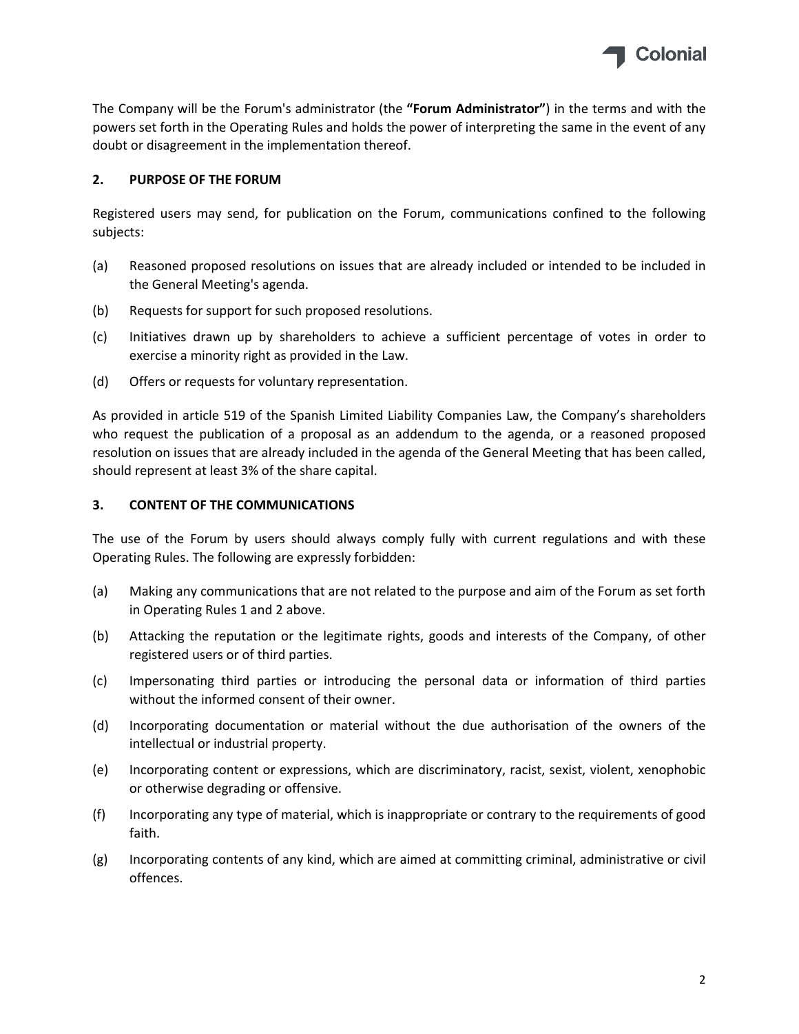The Company will be the Forum's administrator (the **"Forum Administrator"**) in the terms and with the powers set forth in the Operating Rules and holds the power of interpreting the same in the event of any doubt or disagreement in the implementation thereof.

## 2. PURPOSE OF THE FORUM

Registered users may send, for publication on the Forum, communications confined to the following subjects:

(a) Reasoned proposed resolutions on issues that are already included or intended to be included in the General Meeting's agenda.

(b) Requests for support for such proposed resolutions.

(c) Initiatives drawn up by shareholders to achieve a sufficient percentage of votes in order to exercise a minority right as provided in the Law.

(d) Offers or requests for voluntary representation.

As provided in article 519 of the Spanish Limited Liability Companies Law, the Company's shareholders who request the publication of a proposal as an addendum to the agenda, or a reasoned proposed resolution on issues that are already included in the agenda of the General Meeting that has been called, should represent at least 3% of the share capital.

## 3. CONTENT OF THE COMMUNICATIONS

The use of the Forum by users should always comply fully with current regulations and with these Operating Rules. The following are expressly forbidden:

(a) Making any communications that are not related to the purpose and aim of the Forum as set forth in Operating Rules 1 and 2 above.

(b) Attacking the reputation or the legitimate rights, goods and interests of the Company, of other registered users or of third parties.

(c) Impersonating third parties or introducing the personal data or information of third parties without the informed consent of their owner.

(d) Incorporating documentation or material without the due authorisation of the owners of the intellectual or industrial property.

(e) Incorporating content or expressions, which are discriminatory, racist, sexist, violent, xenophobic or otherwise degrading or offensive.

(f) Incorporating any type of material, which is inappropriate or contrary to the requirements of good faith.

(g) Incorporating contents of any kind, which are aimed at committing criminal, administrative or civil offences.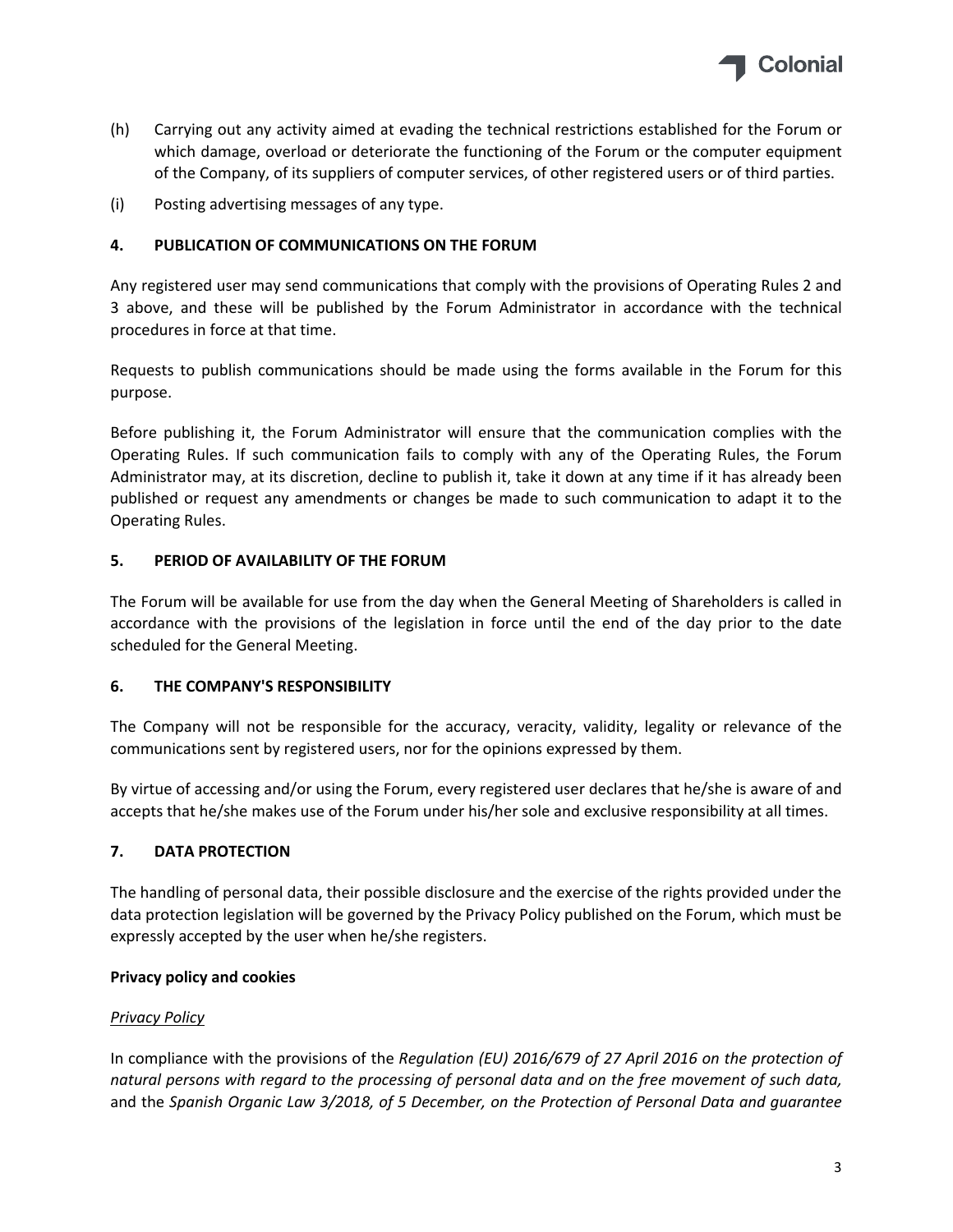(h) Carrying out any activity aimed at evading the technical restrictions established for the Forum or which damage, overload or deteriorate the functioning of the Forum or the computer equipment of the Company, of its suppliers of computer services, of other registered users or of third parties.

(i) Posting advertising messages of any type.

## 4. PUBLICATION OF COMMUNICATIONS ON THE FORUM

Any registered user may send communications that comply with the provisions of Operating Rules 2 and 3 above, and these will be published by the Forum Administrator in accordance with the technical procedures in force at that time.

Requests to publish communications should be made using the forms available in the Forum for this purpose.

Before publishing it, the Forum Administrator will ensure that the communication complies with the Operating Rules. If such communication fails to comply with any of the Operating Rules, the Forum Administrator may, at its discretion, decline to publish it, take it down at any time if it has already been published or request any amendments or changes be made to such communication to adapt it to the Operating Rules.

## 5. PERIOD OF AVAILABILITY OF THE FORUM

The Forum will be available for use from the day when the General Meeting of Shareholders is called in accordance with the provisions of the legislation in force until the end of the day prior to the date scheduled for the General Meeting.

## 6. THE COMPANY'S RESPONSIBILITY

The Company will not be responsible for the accuracy, veracity, validity, legality or relevance of the communications sent by registered users, nor for the opinions expressed by them.

By virtue of accessing and/or using the Forum, every registered user declares that he/she is aware of and accepts that he/she makes use of the Forum under his/her sole and exclusive responsibility at all times.

## 7. DATA PROTECTION

The handling of personal data, their possible disclosure and the exercise of the rights provided under the data protection legislation will be governed by the Privacy Policy published on the Forum, which must be expressly accepted by the user when he/she registers.

**Privacy policy and cookies**

*Privacy Policy*

In compliance with the provisions of the *Regulation (EU) 2016/679 of 27 April 2016 on the protection of natural persons with regard to the processing of personal data and on the free movement of such data,* and the *Spanish Organic Law 3/2018, of 5 December, on the Protection of Personal Data and guarantee*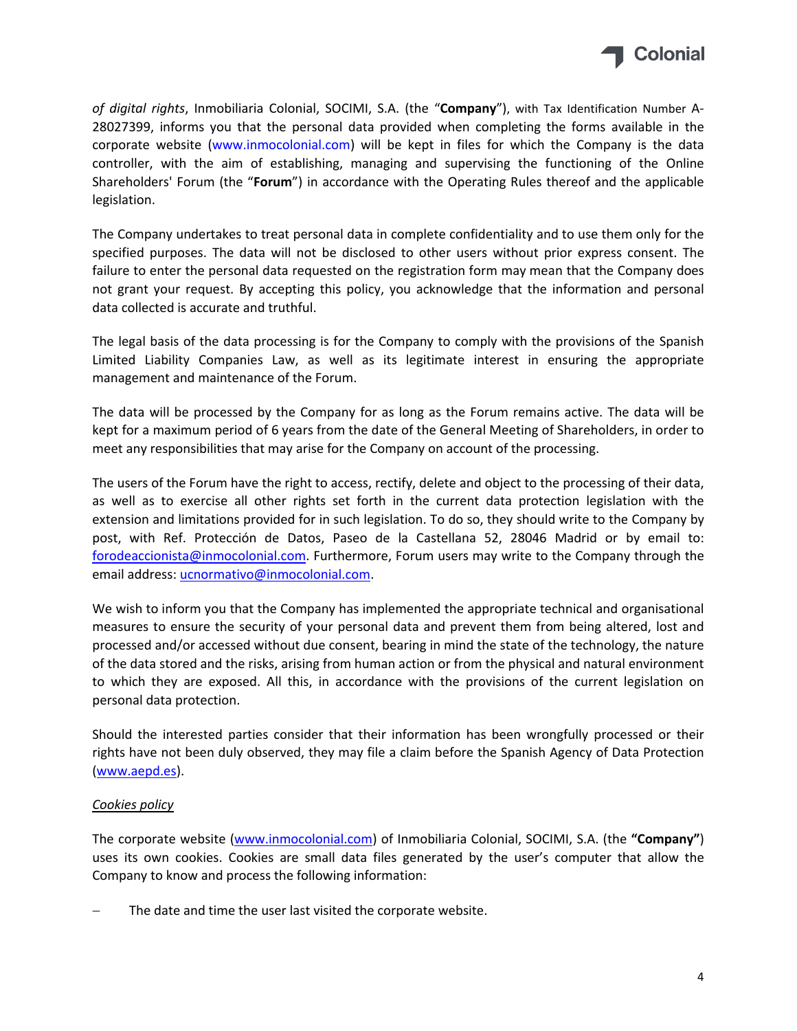*of digital rights*, Inmobiliaria Colonial, SOCIMI, S.A. (the "**Company**"), with Tax Identification Number A-28027399, informs you that the personal data provided when completing the forms available in the corporate website (www.inmocolonial.com) will be kept in files for which the Company is the data controller, with the aim of establishing, managing and supervising the functioning of the Online Shareholders' Forum (the "**Forum**") in accordance with the Operating Rules thereof and the applicable legislation.

The Company undertakes to treat personal data in complete confidentiality and to use them only for the specified purposes. The data will not be disclosed to other users without prior express consent. The failure to enter the personal data requested on the registration form may mean that the Company does not grant your request. By accepting this policy, you acknowledge that the information and personal data collected is accurate and truthful.

The legal basis of the data processing is for the Company to comply with the provisions of the Spanish Limited Liability Companies Law, as well as its legitimate interest in ensuring the appropriate management and maintenance of the Forum.

The data will be processed by the Company for as long as the Forum remains active. The data will be kept for a maximum period of 6 years from the date of the General Meeting of Shareholders, in order to meet any responsibilities that may arise for the Company on account of the processing.

The users of the Forum have the right to access, rectify, delete and object to the processing of their data, as well as to exercise all other rights set forth in the current data protection legislation with the extension and limitations provided for in such legislation. To do so, they should write to the Company by post, with Ref. Protección de Datos, Paseo de la Castellana 52, 28046 Madrid or by email to: forodeaccionista@inmocolonial.com. Furthermore, Forum users may write to the Company through the email address: ucnormativo@inmocolonial.com.

We wish to inform you that the Company has implemented the appropriate technical and organisational measures to ensure the security of your personal data and prevent them from being altered, lost and processed and/or accessed without due consent, bearing in mind the state of the technology, the nature of the data stored and the risks, arising from human action or from the physical and natural environment to which they are exposed. All this, in accordance with the provisions of the current legislation on personal data protection.

Should the interested parties consider that their information has been wrongfully processed or their rights have not been duly observed, they may file a claim before the Spanish Agency of Data Protection (www.aepd.es).

*Cookies policy*

The corporate website (www.inmocolonial.com) of Inmobiliaria Colonial, SOCIMI, S.A. (the **"Company"**) uses its own cookies. Cookies are small data files generated by the user's computer that allow the Company to know and process the following information:

- The date and time the user last visited the corporate website.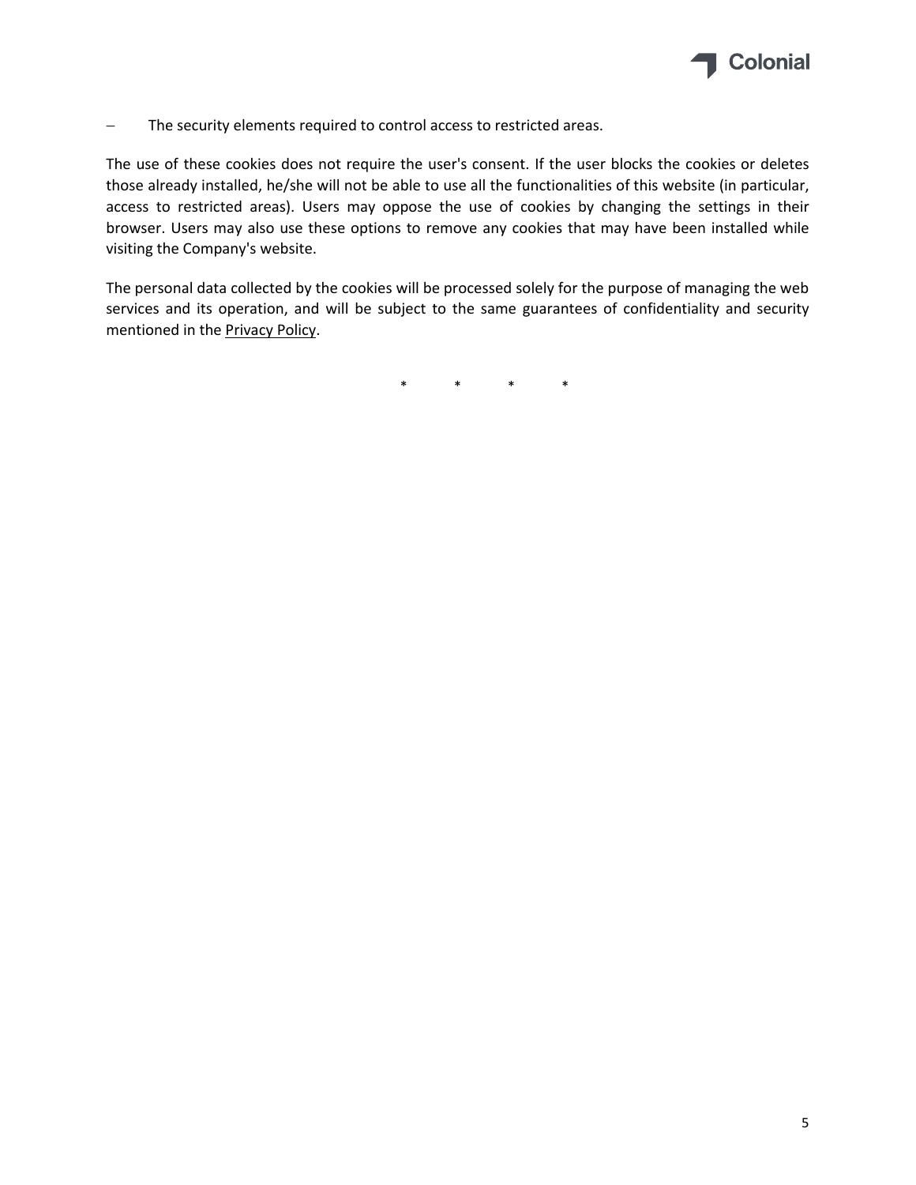- The security elements required to control access to restricted areas.

The use of these cookies does not require the user's consent. If the user blocks the cookies or deletes those already installed, he/she will not be able to use all the functionalities of this website (in particular, access to restricted areas). Users may oppose the use of cookies by changing the settings in their browser. Users may also use these options to remove any cookies that may have been installed while visiting the Company's website.

The personal data collected by the cookies will be processed solely for the purpose of managing the web services and its operation, and will be subject to the same guarantees of confidentiality and security mentioned in the Privacy Policy.

\* \* \* \*